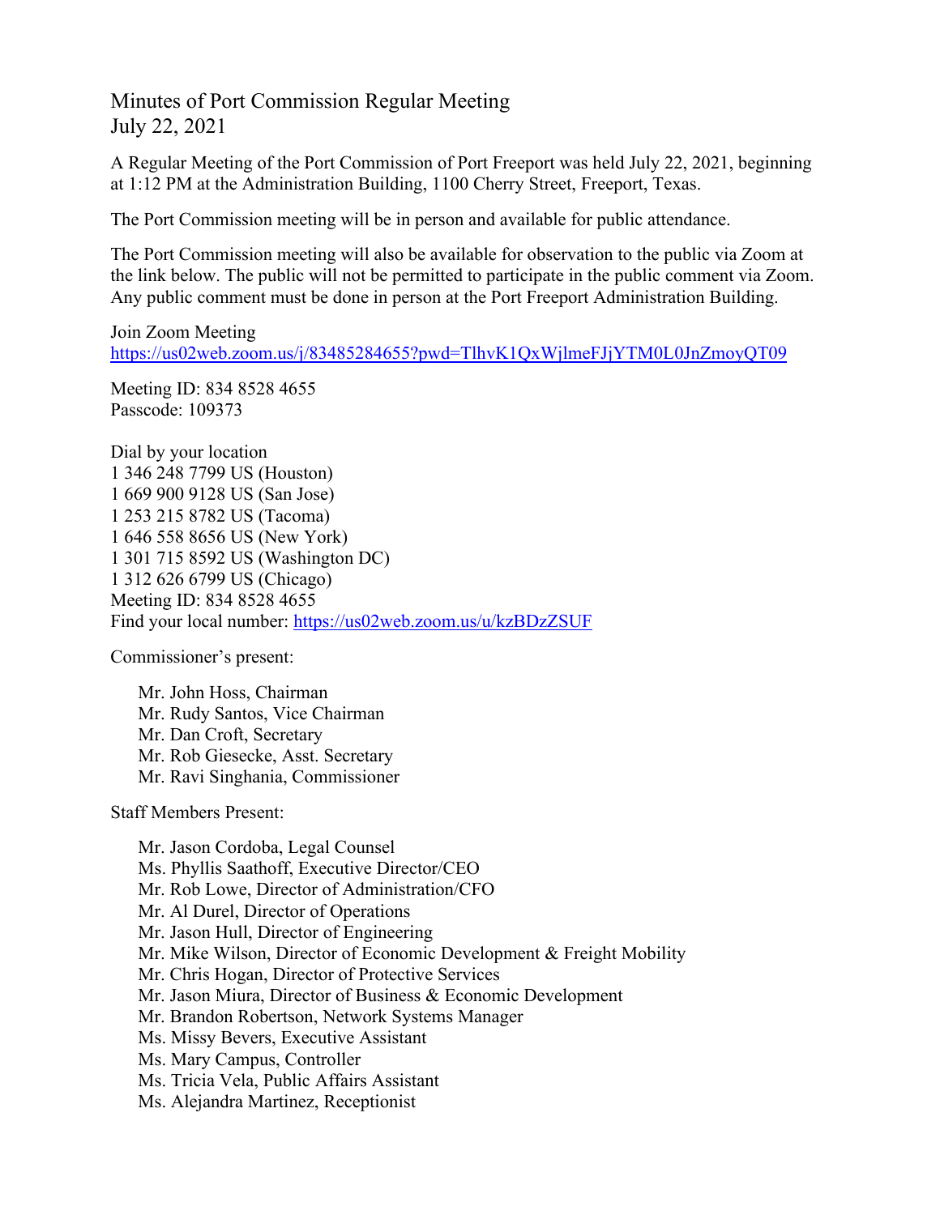# Minutes of Port Commission Regular Meeting
July 22, 2021

A Regular Meeting of the Port Commission of Port Freeport was held July 22, 2021, beginning at 1:12 PM at the Administration Building, 1100 Cherry Street, Freeport, Texas.

The Port Commission meeting will be in person and available for public attendance.

The Port Commission meeting will also be available for observation to the public via Zoom at the link below. The public will not be permitted to participate in the public comment via Zoom. Any public comment must be done in person at the Port Freeport Administration Building.

Join Zoom Meeting
https://us02web.zoom.us/j/83485284655?pwd=TlhvK1QxWjlmeFJjYTM0L0JnZmoyQT09

Meeting ID: 834 8528 4655
Passcode: 109373

Dial by your location
1 346 248 7799 US (Houston)
1 669 900 9128 US (San Jose)
1 253 215 8782 US (Tacoma)
1 646 558 8656 US (New York)
1 301 715 8592 US (Washington DC)
1 312 626 6799 US (Chicago)
Meeting ID: 834 8528 4655
Find your local number: https://us02web.zoom.us/u/kzBDzZSUF

Commissioner's present:

- Mr. John Hoss, Chairman
- Mr. Rudy Santos, Vice Chairman
- Mr. Dan Croft, Secretary
- Mr. Rob Giesecke, Asst. Secretary
- Mr. Ravi Singhania, Commissioner

Staff Members Present:

- Mr. Jason Cordoba, Legal Counsel
- Ms. Phyllis Saathoff, Executive Director/CEO
- Mr. Rob Lowe, Director of Administration/CFO
- Mr. Al Durel, Director of Operations
- Mr. Jason Hull, Director of Engineering
- Mr. Mike Wilson, Director of Economic Development & Freight Mobility
- Mr. Chris Hogan, Director of Protective Services
- Mr. Jason Miura, Director of Business & Economic Development
- Mr. Brandon Robertson, Network Systems Manager
- Ms. Missy Bevers, Executive Assistant
- Ms. Mary Campus, Controller
- Ms. Tricia Vela, Public Affairs Assistant
- Ms. Alejandra Martinez, Receptionist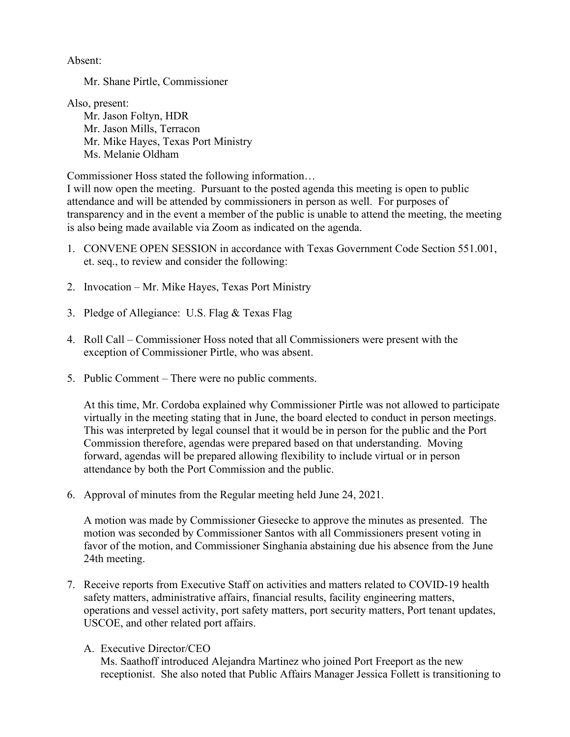Absent:

Mr. Shane Pirtle, Commissioner

Also, present:

Mr. Jason Foltyn, HDR
Mr. Jason Mills, Terracon
Mr. Mike Hayes, Texas Port Ministry
Ms. Melanie Oldham

Commissioner Hoss stated the following information…
I will now open the meeting. Pursuant to the posted agenda this meeting is open to public attendance and will be attended by commissioners in person as well. For purposes of transparency and in the event a member of the public is unable to attend the meeting, the meeting is also being made available via Zoom as indicated on the agenda.

1. CONVENE OPEN SESSION in accordance with Texas Government Code Section 551.001, et. seq., to review and consider the following:

2. Invocation – Mr. Mike Hayes, Texas Port Ministry

3. Pledge of Allegiance: U.S. Flag & Texas Flag

4. Roll Call – Commissioner Hoss noted that all Commissioners were present with the exception of Commissioner Pirtle, who was absent.

5. Public Comment – There were no public comments.

   At this time, Mr. Cordoba explained why Commissioner Pirtle was not allowed to participate virtually in the meeting stating that in June, the board elected to conduct in person meetings. This was interpreted by legal counsel that it would be in person for the public and the Port Commission therefore, agendas were prepared based on that understanding. Moving forward, agendas will be prepared allowing flexibility to include virtual or in person attendance by both the Port Commission and the public.

6. Approval of minutes from the Regular meeting held June 24, 2021.

   A motion was made by Commissioner Giesecke to approve the minutes as presented. The motion was seconded by Commissioner Santos with all Commissioners present voting in favor of the motion, and Commissioner Singhania abstaining due his absence from the June 24th meeting.

7. Receive reports from Executive Staff on activities and matters related to COVID-19 health safety matters, administrative affairs, financial results, facility engineering matters, operations and vessel activity, port safety matters, port security matters, Port tenant updates, USCOE, and other related port affairs.

   A. Executive Director/CEO
   Ms. Saathoff introduced Alejandra Martinez who joined Port Freeport as the new receptionist. She also noted that Public Affairs Manager Jessica Follett is transitioning to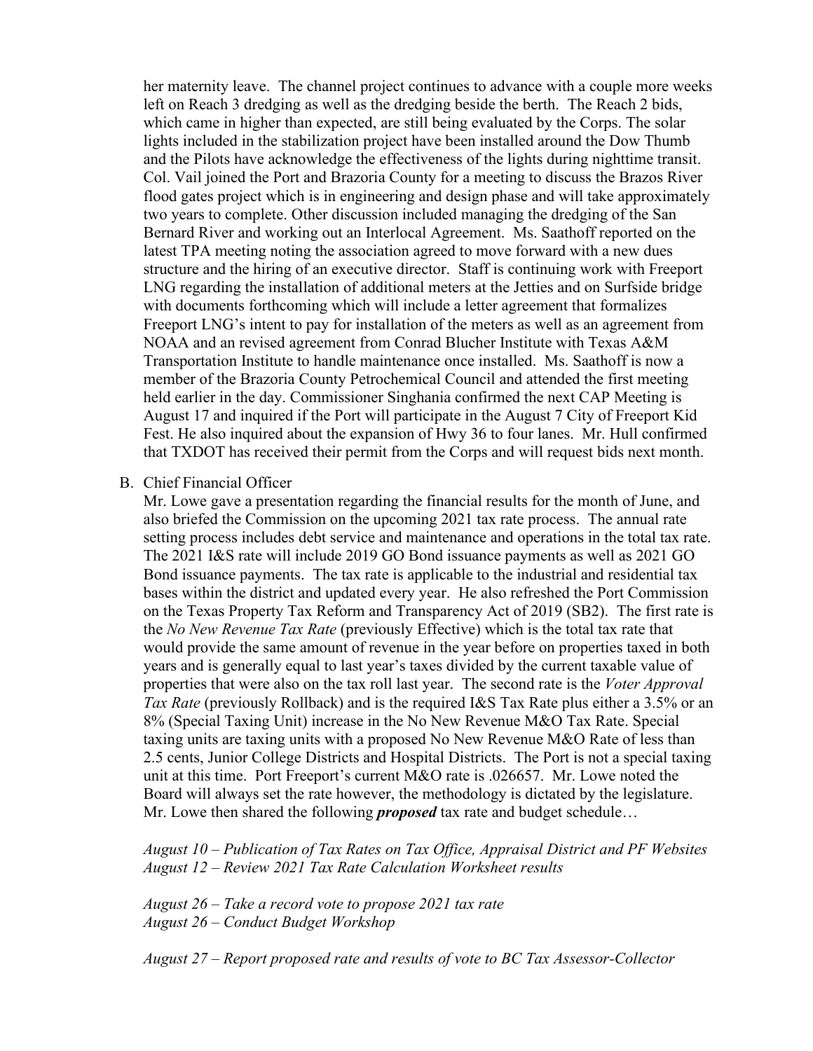her maternity leave. The channel project continues to advance with a couple more weeks left on Reach 3 dredging as well as the dredging beside the berth. The Reach 2 bids, which came in higher than expected, are still being evaluated by the Corps. The solar lights included in the stabilization project have been installed around the Dow Thumb and the Pilots have acknowledge the effectiveness of the lights during nighttime transit. Col. Vail joined the Port and Brazoria County for a meeting to discuss the Brazos River flood gates project which is in engineering and design phase and will take approximately two years to complete. Other discussion included managing the dredging of the San Bernard River and working out an Interlocal Agreement. Ms. Saathoff reported on the latest TPA meeting noting the association agreed to move forward with a new dues structure and the hiring of an executive director. Staff is continuing work with Freeport LNG regarding the installation of additional meters at the Jetties and on Surfside bridge with documents forthcoming which will include a letter agreement that formalizes Freeport LNG's intent to pay for installation of the meters as well as an agreement from NOAA and an revised agreement from Conrad Blucher Institute with Texas A&M Transportation Institute to handle maintenance once installed. Ms. Saathoff is now a member of the Brazoria County Petrochemical Council and attended the first meeting held earlier in the day. Commissioner Singhania confirmed the next CAP Meeting is August 17 and inquired if the Port will participate in the August 7 City of Freeport Kid Fest. He also inquired about the expansion of Hwy 36 to four lanes. Mr. Hull confirmed that TXDOT has received their permit from the Corps and will request bids next month.

B. Chief Financial Officer

Mr. Lowe gave a presentation regarding the financial results for the month of June, and also briefed the Commission on the upcoming 2021 tax rate process. The annual rate setting process includes debt service and maintenance and operations in the total tax rate. The 2021 I&S rate will include 2019 GO Bond issuance payments as well as 2021 GO Bond issuance payments. The tax rate is applicable to the industrial and residential tax bases within the district and updated every year. He also refreshed the Port Commission on the Texas Property Tax Reform and Transparency Act of 2019 (SB2). The first rate is the *No New Revenue Tax Rate* (previously Effective) which is the total tax rate that would provide the same amount of revenue in the year before on properties taxed in both years and is generally equal to last year's taxes divided by the current taxable value of properties that were also on the tax roll last year. The second rate is the *Voter Approval Tax Rate* (previously Rollback) and is the required I&S Tax Rate plus either a 3.5% or an 8% (Special Taxing Unit) increase in the No New Revenue M&O Tax Rate. Special taxing units are taxing units with a proposed No New Revenue M&O Rate of less than 2.5 cents, Junior College Districts and Hospital Districts. The Port is not a special taxing unit at this time. Port Freeport's current M&O rate is .026657. Mr. Lowe noted the Board will always set the rate however, the methodology is dictated by the legislature. Mr. Lowe then shared the following ***proposed*** tax rate and budget schedule…

*August 10 – Publication of Tax Rates on Tax Office, Appraisal District and PF Websites*
*August 12 – Review 2021 Tax Rate Calculation Worksheet results*

*August 26 – Take a record vote to propose 2021 tax rate*
*August 26 – Conduct Budget Workshop*

*August 27 – Report proposed rate and results of vote to BC Tax Assessor-Collector*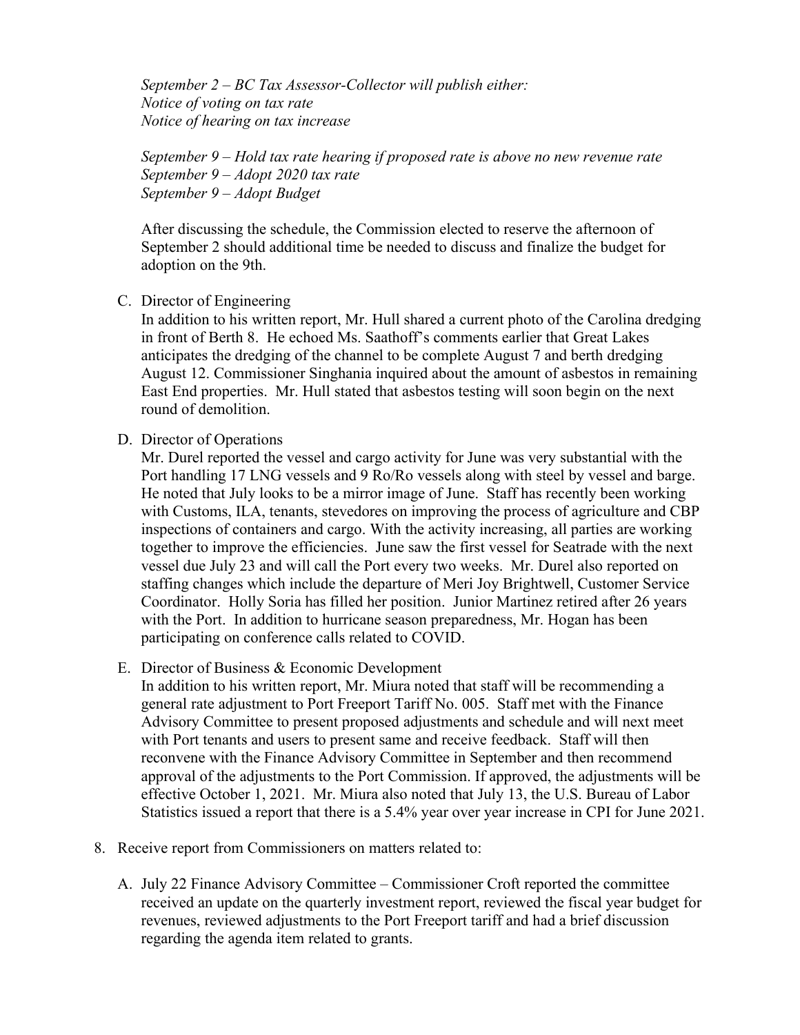*September 2 – BC Tax Assessor-Collector will publish either:*
*Notice of voting on tax rate*
*Notice of hearing on tax increase*

*September 9 – Hold tax rate hearing if proposed rate is above no new revenue rate*
*September 9 – Adopt 2020 tax rate*
*September 9 – Adopt Budget*

After discussing the schedule, the Commission elected to reserve the afternoon of September 2 should additional time be needed to discuss and finalize the budget for adoption on the 9th.

C. Director of Engineering
In addition to his written report, Mr. Hull shared a current photo of the Carolina dredging in front of Berth 8. He echoed Ms. Saathoff's comments earlier that Great Lakes anticipates the dredging of the channel to be complete August 7 and berth dredging August 12. Commissioner Singhania inquired about the amount of asbestos in remaining East End properties. Mr. Hull stated that asbestos testing will soon begin on the next round of demolition.

D. Director of Operations
Mr. Durel reported the vessel and cargo activity for June was very substantial with the Port handling 17 LNG vessels and 9 Ro/Ro vessels along with steel by vessel and barge. He noted that July looks to be a mirror image of June. Staff has recently been working with Customs, ILA, tenants, stevedores on improving the process of agriculture and CBP inspections of containers and cargo. With the activity increasing, all parties are working together to improve the efficiencies. June saw the first vessel for Seatrade with the next vessel due July 23 and will call the Port every two weeks. Mr. Durel also reported on staffing changes which include the departure of Meri Joy Brightwell, Customer Service Coordinator. Holly Soria has filled her position. Junior Martinez retired after 26 years with the Port. In addition to hurricane season preparedness, Mr. Hogan has been participating on conference calls related to COVID.

E. Director of Business & Economic Development
In addition to his written report, Mr. Miura noted that staff will be recommending a general rate adjustment to Port Freeport Tariff No. 005. Staff met with the Finance Advisory Committee to present proposed adjustments and schedule and will next meet with Port tenants and users to present same and receive feedback. Staff will then reconvene with the Finance Advisory Committee in September and then recommend approval of the adjustments to the Port Commission. If approved, the adjustments will be effective October 1, 2021. Mr. Miura also noted that July 13, the U.S. Bureau of Labor Statistics issued a report that there is a 5.4% year over year increase in CPI for June 2021.

8. Receive report from Commissioners on matters related to:

A. July 22 Finance Advisory Committee – Commissioner Croft reported the committee received an update on the quarterly investment report, reviewed the fiscal year budget for revenues, reviewed adjustments to the Port Freeport tariff and had a brief discussion regarding the agenda item related to grants.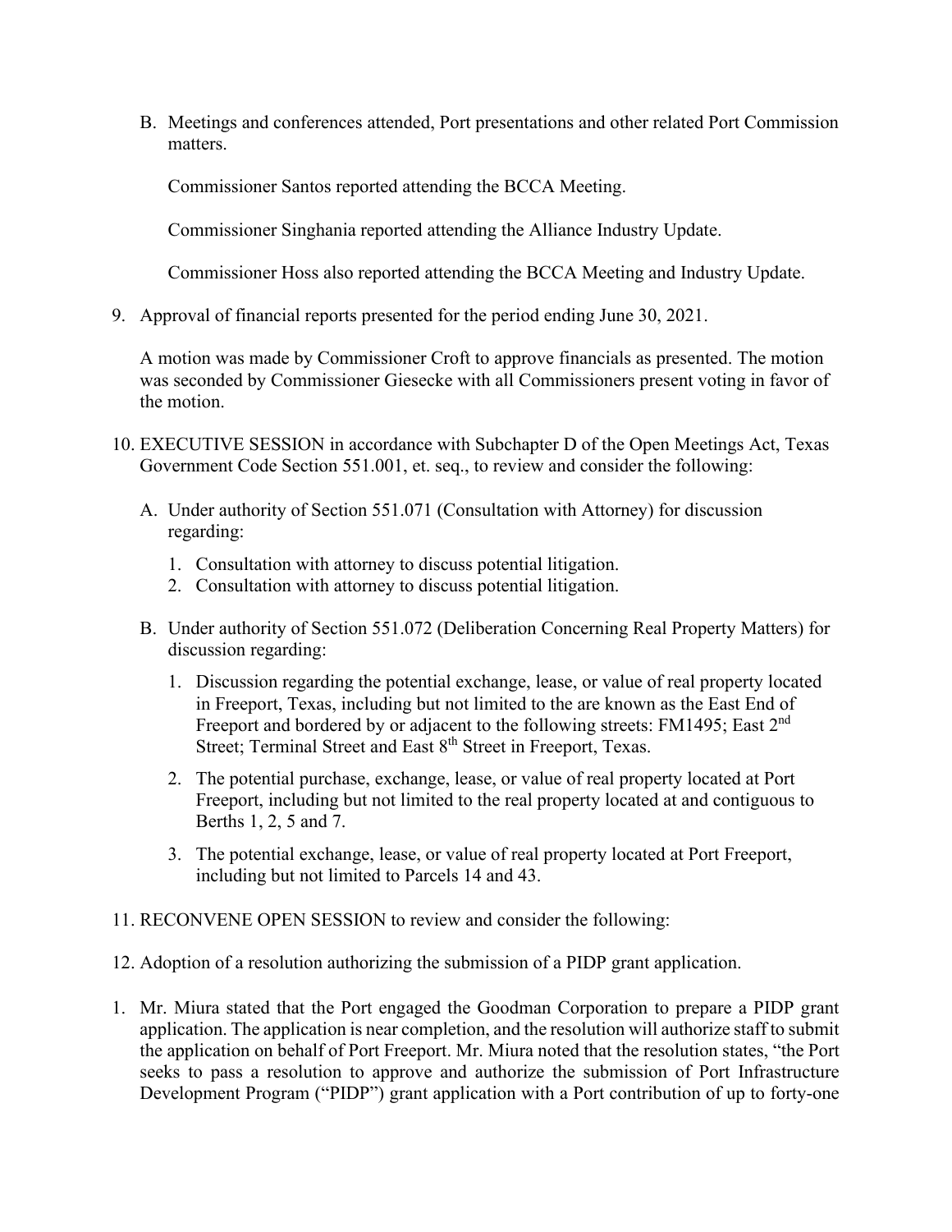B. Meetings and conferences attended, Port presentations and other related Port Commission matters.

   Commissioner Santos reported attending the BCCA Meeting.

   Commissioner Singhania reported attending the Alliance Industry Update.

   Commissioner Hoss also reported attending the BCCA Meeting and Industry Update.

9. Approval of financial reports presented for the period ending June 30, 2021.

   A motion was made by Commissioner Croft to approve financials as presented. The motion was seconded by Commissioner Giesecke with all Commissioners present voting in favor of the motion.

10. EXECUTIVE SESSION in accordance with Subchapter D of the Open Meetings Act, Texas Government Code Section 551.001, et. seq., to review and consider the following:

    A. Under authority of Section 551.071 (Consultation with Attorney) for discussion regarding:

       1. Consultation with attorney to discuss potential litigation.
       2. Consultation with attorney to discuss potential litigation.

    B. Under authority of Section 551.072 (Deliberation Concerning Real Property Matters) for discussion regarding:

       1. Discussion regarding the potential exchange, lease, or value of real property located in Freeport, Texas, including but not limited to the are known as the East End of Freeport and bordered by or adjacent to the following streets: FM1495; East 2nd Street; Terminal Street and East 8th Street in Freeport, Texas.

       2. The potential purchase, exchange, lease, or value of real property located at Port Freeport, including but not limited to the real property located at and contiguous to Berths 1, 2, 5 and 7.

       3. The potential exchange, lease, or value of real property located at Port Freeport, including but not limited to Parcels 14 and 43.

11. RECONVENE OPEN SESSION to review and consider the following:

12. Adoption of a resolution authorizing the submission of a PIDP grant application.

1. Mr. Miura stated that the Port engaged the Goodman Corporation to prepare a PIDP grant application. The application is near completion, and the resolution will authorize staff to submit the application on behalf of Port Freeport. Mr. Miura noted that the resolution states, "the Port seeks to pass a resolution to approve and authorize the submission of Port Infrastructure Development Program ("PIDP") grant application with a Port contribution of up to forty-one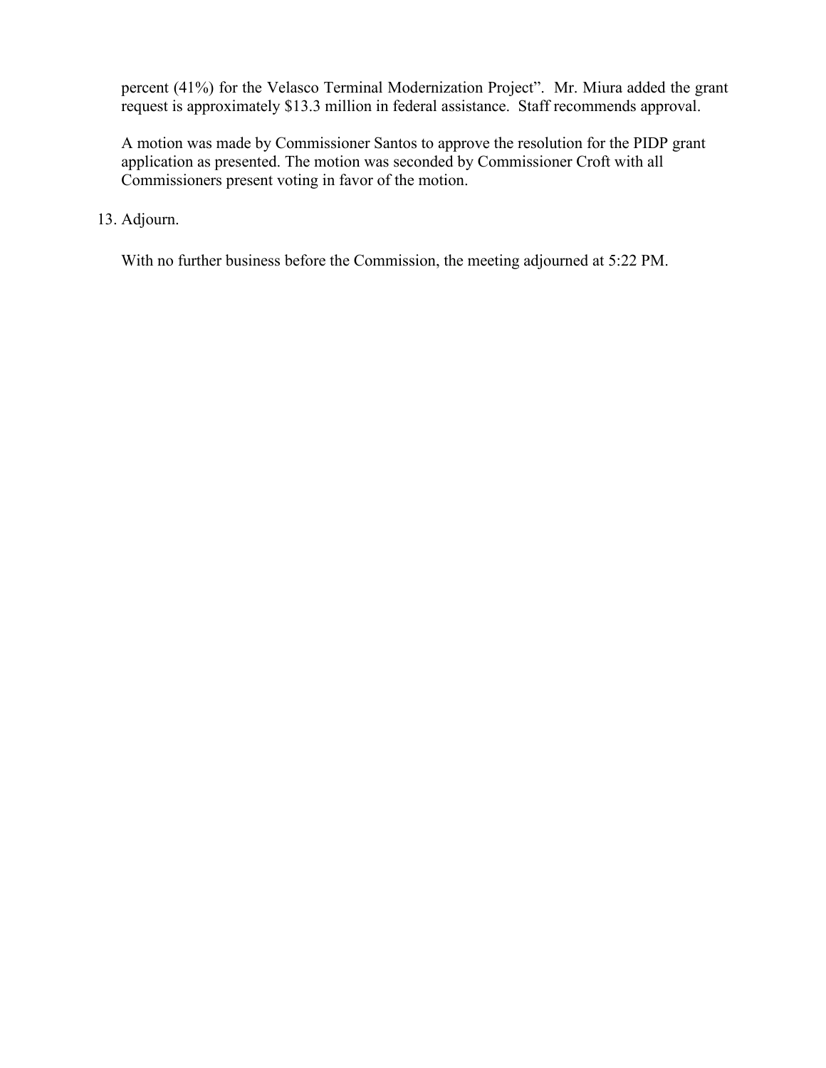percent (41%) for the Velasco Terminal Modernization Project". Mr. Miura added the grant request is approximately $13.3 million in federal assistance. Staff recommends approval.

A motion was made by Commissioner Santos to approve the resolution for the PIDP grant application as presented. The motion was seconded by Commissioner Croft with all Commissioners present voting in favor of the motion.

13. Adjourn.

With no further business before the Commission, the meeting adjourned at 5:22 PM.